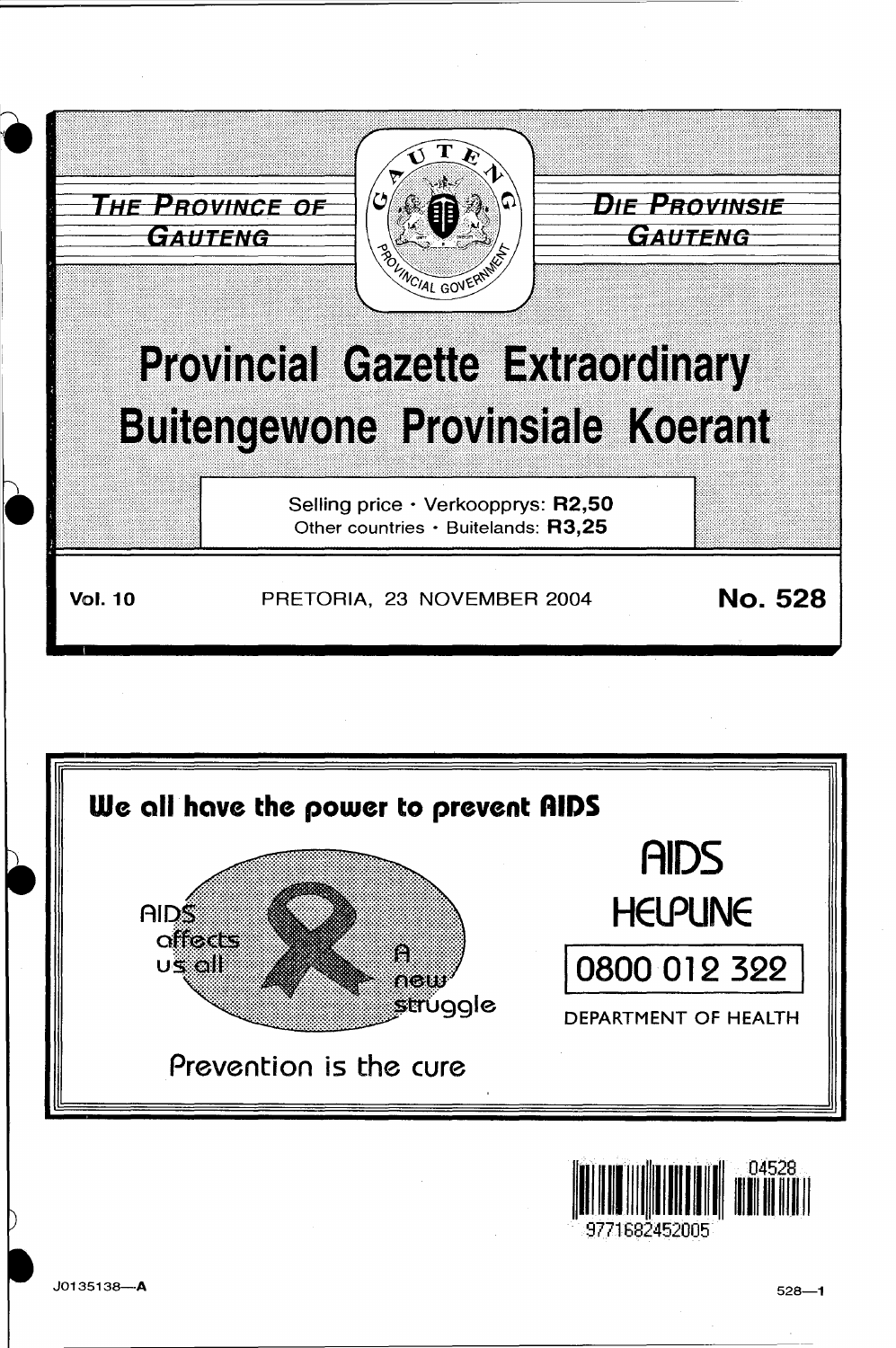THE PROVINCE OF GAUTENG

DIE PROVINSIE GAUTENG

# Provincial Gazette Extraordinary
# Buitengewone Provinsiale Koerant

Selling price · Verkoopprys: **R2,50**
Other countries · Buitelands: **R3,25**

**Vol. 10** PRETORIA, 23 NOVEMBER 2004 **No. 528**

**We all have the power to prevent AIDS**

AIDS affects us all

A new struggle

Prevention is the cure

AIDS HELPLINE

0800 012 322

DEPARTMENT OF HEALTH

J0135138—A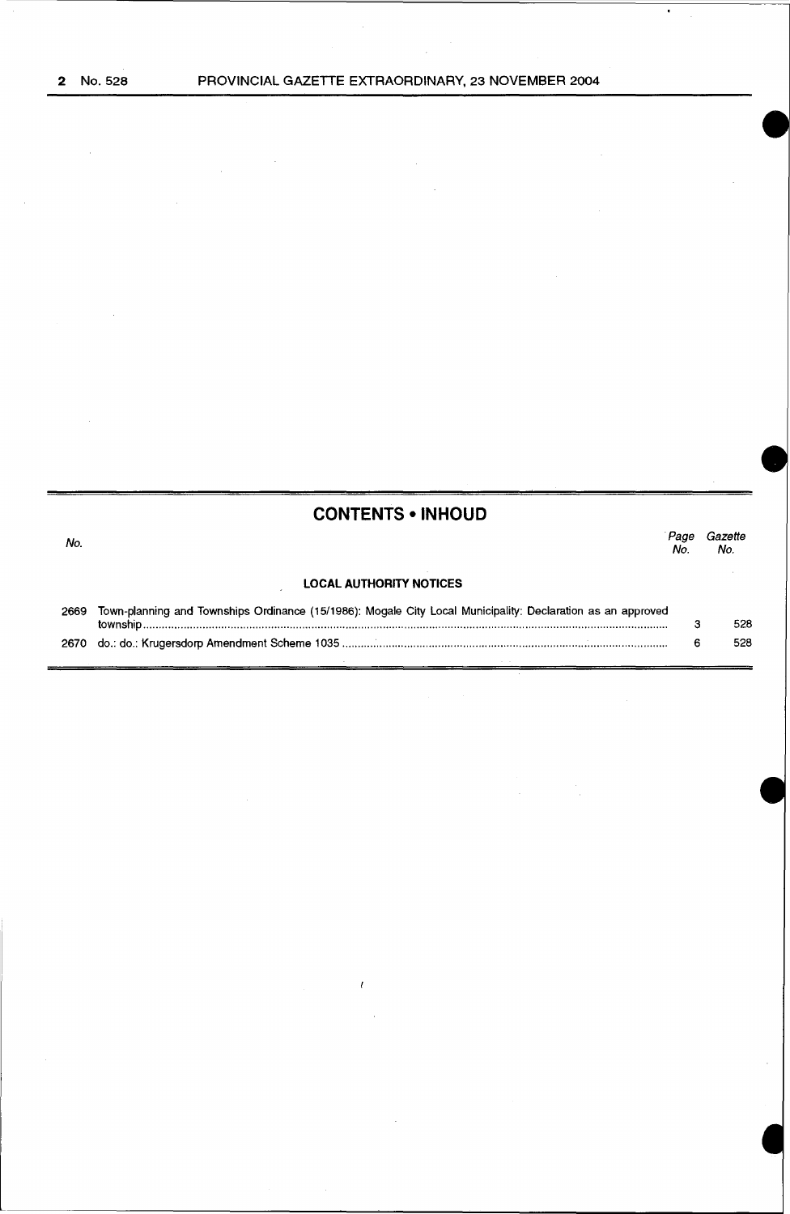## CONTENTS • INHOUD

| No. | | Page No. | Gazette No. |
|---|---|---|---|
| | **LOCAL AUTHORITY NOTICES** | | |
| 2669 | Town-planning and Townships Ordinance (15/1986): Mogale City Local Municipality: Declaration as an approved township | 3 | 528 |
| 2670 | do.: do.: Krugersdorp Amendment Scheme 1035 | 6 | 528 |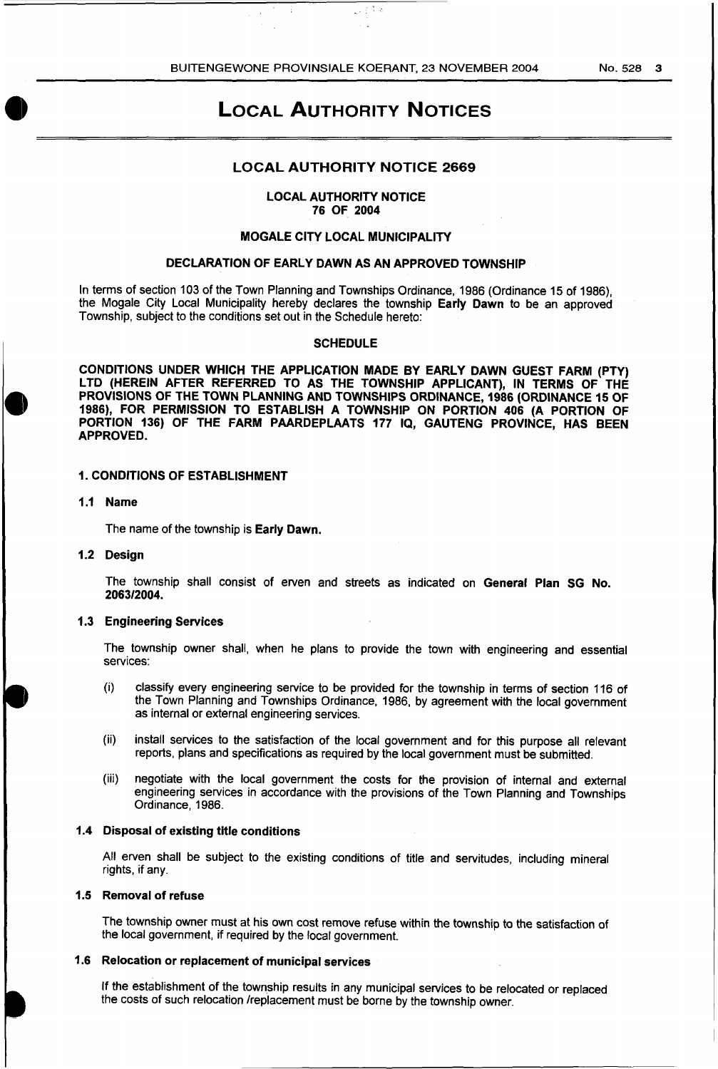# LOCAL AUTHORITY NOTICES

## LOCAL AUTHORITY NOTICE 2669

**LOCAL AUTHORITY NOTICE**
**76 OF 2004**

**MOGALE CITY LOCAL MUNICIPALITY**

**DECLARATION OF EARLY DAWN AS AN APPROVED TOWNSHIP**

In terms of section 103 of the Town Planning and Townships Ordinance, 1986 (Ordinance 15 of 1986), the Mogale City Local Municipality hereby declares the township **Early Dawn** to be an approved Township, subject to the conditions set out in the Schedule hereto:

**SCHEDULE**

**CONDITIONS UNDER WHICH THE APPLICATION MADE BY EARLY DAWN GUEST FARM (PTY) LTD (HEREIN AFTER REFERRED TO AS THE TOWNSHIP APPLICANT), IN TERMS OF THE PROVISIONS OF THE TOWN PLANNING AND TOWNSHIPS ORDINANCE, 1986 (ORDINANCE 15 OF 1986), FOR PERMISSION TO ESTABLISH A TOWNSHIP ON PORTION 406 (A PORTION OF PORTION 136) OF THE FARM PAARDEPLAATS 177 IQ, GAUTENG PROVINCE, HAS BEEN APPROVED.**

### 1. CONDITIONS OF ESTABLISHMENT

**1.1 Name**

The name of the township is **Early Dawn.**

**1.2 Design**

The township shall consist of erven and streets as indicated on **General Plan SG No. 2063/2004.**

**1.3 Engineering Services**

The township owner shall, when he plans to provide the town with engineering and essential services:

(i) classify every engineering service to be provided for the township in terms of section 116 of the Town Planning and Townships Ordinance, 1986, by agreement with the local government as internal or external engineering services.

(ii) install services to the satisfaction of the local government and for this purpose all relevant reports, plans and specifications as required by the local government must be submitted.

(iii) negotiate with the local government the costs for the provision of internal and external engineering services in accordance with the provisions of the Town Planning and Townships Ordinance, 1986.

**1.4 Disposal of existing title conditions**

All erven shall be subject to the existing conditions of title and servitudes, including mineral rights, if any.

**1.5 Removal of refuse**

The township owner must at his own cost remove refuse within the township to the satisfaction of the local government, if required by the local government.

**1.6 Relocation or replacement of municipal services**

If the establishment of the township results in any municipal services to be relocated or replaced the costs of such relocation /replacement must be borne by the township owner.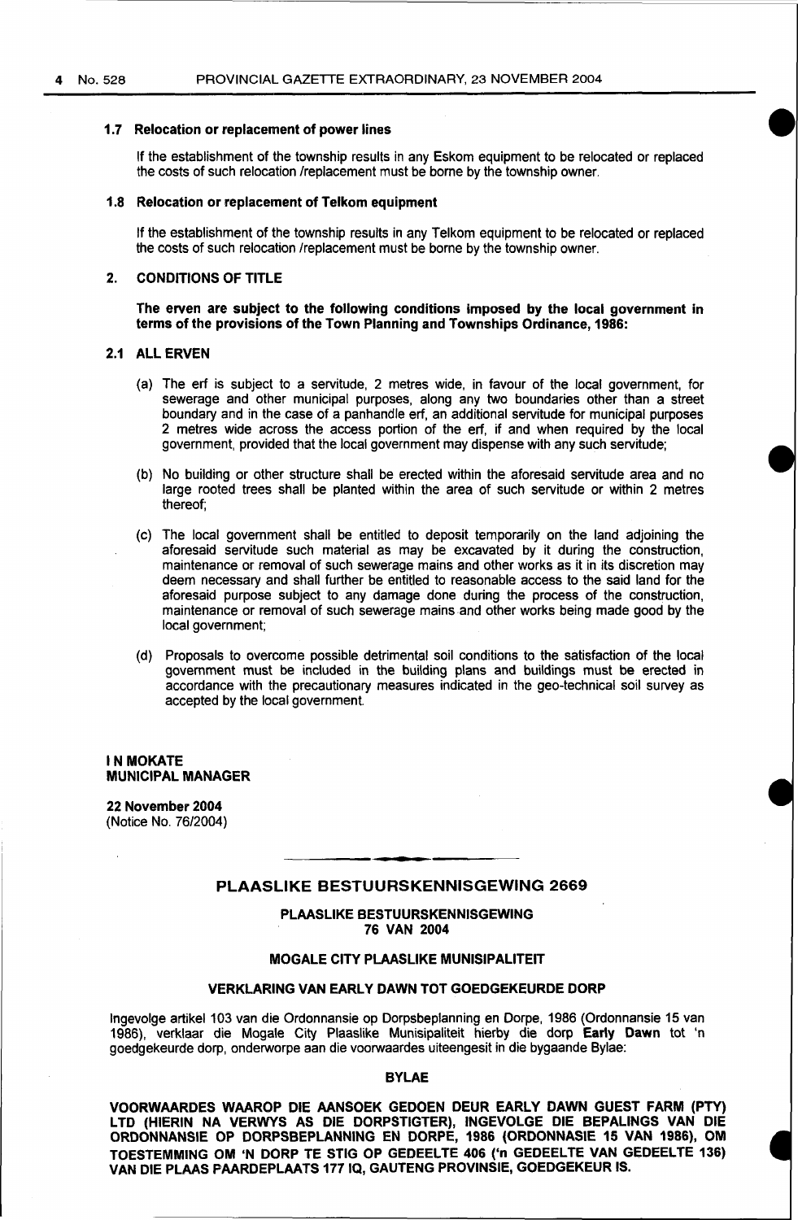### 1.7 Relocation or replacement of power lines

If the establishment of the township results in any Eskom equipment to be relocated or replaced the costs of such relocation /replacement must be borne by the township owner.

### 1.8 Relocation or replacement of Telkom equipment

If the establishment of the township results in any Telkom equipment to be relocated or replaced the costs of such relocation /replacement must be borne by the township owner.

## 2. CONDITIONS OF TITLE

**The erven are subject to the following conditions imposed by the local government in terms of the provisions of the Town Planning and Townships Ordinance, 1986:**

### 2.1 ALL ERVEN

(a) The erf is subject to a servitude, 2 metres wide, in favour of the local government, for sewerage and other municipal purposes, along any two boundaries other than a street boundary and in the case of a panhandle erf, an additional servitude for municipal purposes 2 metres wide across the access portion of the erf, if and when required by the local government, provided that the local government may dispense with any such servitude;

(b) No building or other structure shall be erected within the aforesaid servitude area and no large rooted trees shall be planted within the area of such servitude or within 2 metres thereof;

(c) The local government shall be entitled to deposit temporarily on the land adjoining the aforesaid servitude such material as may be excavated by it during the construction, maintenance or removal of such sewerage mains and other works as it in its discretion may deem necessary and shall further be entitled to reasonable access to the said land for the aforesaid purpose subject to any damage done during the process of the construction, maintenance or removal of such sewerage mains and other works being made good by the local government;

(d) Proposals to overcome possible detrimental soil conditions to the satisfaction of the local government must be included in the building plans and buildings must be erected in accordance with the precautionary measures indicated in the geo-technical soil survey as accepted by the local government.

**I N MOKATE**
**MUNICIPAL MANAGER**

**22 November 2004**
(Notice No. 76/2004)

---

## PLAASLIKE BESTUURSKENNISGEWING 2669

**PLAASLIKE BESTUURSKENNISGEWING**
**76 VAN 2004**

**MOGALE CITY PLAASLIKE MUNISIPALITEIT**

**VERKLARING VAN EARLY DAWN TOT GOEDGEKEURDE DORP**

Ingevolge artikel 103 van die Ordonnansie op Dorpsbeplanning en Dorpe, 1986 (Ordonnansie 15 van 1986), verklaar die Mogale City Plaaslike Munisipaliteit hierby die dorp **Early Dawn** tot 'n goedgekeurde dorp, onderworpe aan die voorwaardes uiteengesit in die bygaande Bylae:

**BYLAE**

**VOORWAARDES WAAROP DIE AANSOEK GEDOEN DEUR EARLY DAWN GUEST FARM (PTY) LTD (HIERIN NA VERWYS AS DIE DORPSTIGTER), INGEVOLGE DIE BEPALINGS VAN DIE ORDONNANSIE OP DORPSBEPLANNING EN DORPE, 1986 (ORDONNASIE 15 VAN 1986), OM TOESTEMMING OM 'N DORP TE STIG OP GEDEELTE 406 ('n GEDEELTE VAN GEDEELTE 136) VAN DIE PLAAS PAARDEPLAATS 177 IQ, GAUTENG PROVINSIE, GOEDGEKEUR IS.**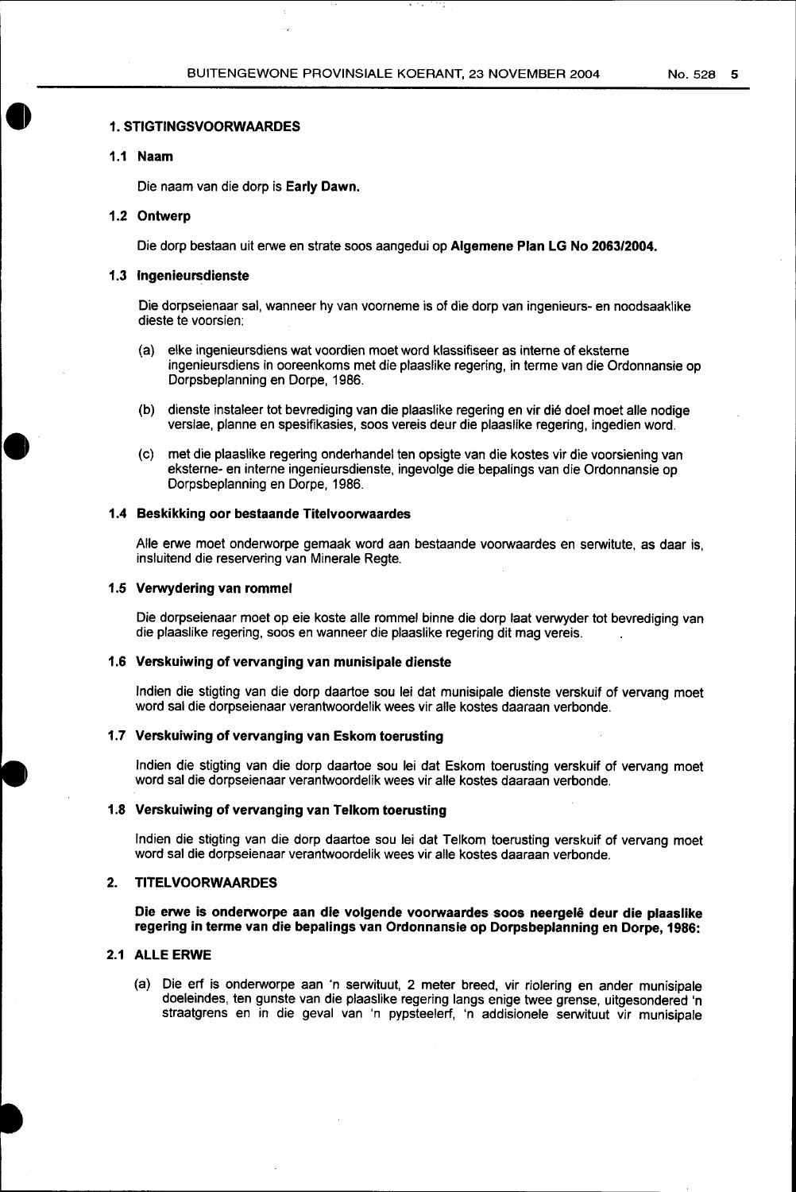## 1. STIGTINGSVOORWAARDES

### 1.1 Naam

Die naam van die dorp is **Early Dawn.**

### 1.2 Ontwerp

Die dorp bestaan uit erwe en strate soos aangedui op **Algemene Plan LG No 2063/2004.**

### 1.3 Ingenieursdienste

Die dorpseienaar sal, wanneer hy van voorneme is of die dorp van ingenieurs- en noodsaaklike dieste te voorsien:

(a) elke ingenieursdiens wat voordien moet word klassifiseer as interne of eksterne ingenieursdiens in ooreenkoms met die plaaslike regering, in terme van die Ordonnansie op Dorpsbeplanning en Dorpe, 1986.

(b) dienste instaleer tot bevrediging van die plaaslike regering en vir dié doel moet alle nodige verslae, planne en spesifikasies, soos vereis deur die plaaslike regering, ingedien word.

(c) met die plaaslike regering onderhandel ten opsigte van die kostes vir die voorsiening van eksterne- en interne ingenieursdienste, ingevolge die bepalings van die Ordonnansie op Dorpsbeplanning en Dorpe, 1986.

### 1.4 Beskikking oor bestaande Titelvoorwaardes

Alle erwe moet onderworpe gemaak word aan bestaande voorwaardes en serwitute, as daar is, insluitend die reservering van Minerale Regte.

### 1.5 Verwydering van rommel

Die dorpseienaar moet op eie koste alle rommel binne die dorp laat verwyder tot bevrediging van die plaaslike regering, soos en wanneer die plaaslike regering dit mag vereis.

### 1.6 Verskuiwing of vervanging van munisipale dienste

Indien die stigting van die dorp daartoe sou lei dat munisipale dienste verskuif of vervang moet word sal die dorpseienaar verantwoordelik wees vir alle kostes daaraan verbonde.

### 1.7 Verskuiwing of vervanging van Eskom toerusting

Indien die stigting van die dorp daartoe sou lei dat Eskom toerusting verskuif of vervang moet word sal die dorpseienaar verantwoordelik wees vir alle kostes daaraan verbonde.

### 1.8 Verskuiwing of vervanging van Telkom toerusting

Indien die stigting van die dorp daartoe sou lei dat Telkom toerusting verskuif of vervang moet word sal die dorpseienaar verantwoordelik wees vir alle kostes daaraan verbonde.

## 2. TITELVOORWAARDES

**Die erwe is onderworpe aan die volgende voorwaardes soos neergelê deur die plaaslike regering in terme van die bepalings van Ordonnansie op Dorpsbeplanning en Dorpe, 1986:**

### 2.1 ALLE ERWE

(a) Die erf is onderworpe aan 'n serwituut, 2 meter breed, vir riolering en ander munisipale doeleindes, ten gunste van die plaaslike regering langs enige twee grense, uitgesonderd 'n straatgrens en in die geval van 'n pypsteelerf, 'n addisionele serwituut vir munisipale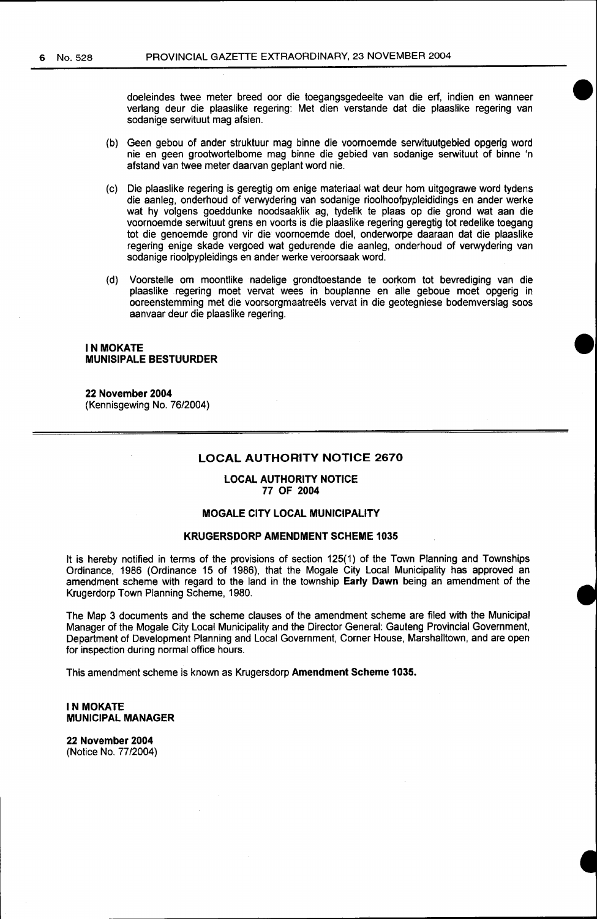doeleindes twee meter breed oor die toegangsgedeelte van die erf, indien en wanneer verlang deur die plaaslike regering: Met dien verstande dat die plaaslike regering van sodanige serwituut mag afsien.

(b) Geen gebou of ander struktuur mag binne die voornoemde serwituutgebied opgerig word nie en geen grootwortelbome mag binne die gebied van sodanige serwituut of binne 'n afstand van twee meter daarvan geplant word nie.

(c) Die plaaslike regering is geregtig om enige materiaal wat deur hom uitgegrawe word tydens die aanleg, onderhoud of verwydering van sodanige rioolhoofpypleidings en ander werke wat hy volgens goeddunke noodsaaklik ag, tydelik te plaas op die grond wat aan die voornoemde serwituut grens en voorts is die plaaslike regering geregtig tot redelike toegang tot die genoemde grond vir die voornoemde doel, onderworpe daaraan dat die plaaslike regering enige skade vergoed wat gedurende die aanleg, onderhoud of verwydering van sodanige rioolpypleidings en ander werke veroorsaak word.

(d) Voorstelle om moontlike nadelige grondtoestande te oorkom tot bevrediging van die plaaslike regering moet vervat wees in bouplanne en alle geboue moet opgerig in ooreenstemming met die voorsorgmaatreëls vervat in die geotegniese bodemverslag soos aanvaar deur die plaaslike regering.

**I N MOKATE**
**MUNISIPALE BESTUURDER**

**22 November 2004**
(Kennisgewing No. 76/2004)

---

## LOCAL AUTHORITY NOTICE 2670

### LOCAL AUTHORITY NOTICE 77 OF 2004

### MOGALE CITY LOCAL MUNICIPALITY

### KRUGERSDORP AMENDMENT SCHEME 1035

It is hereby notified in terms of the provisions of section 125(1) of the Town Planning and Townships Ordinance, 1986 (Ordinance 15 of 1986), that the Mogale City Local Municipality has approved an amendment scheme with regard to the land in the township **Early Dawn** being an amendment of the Krugerdorp Town Planning Scheme, 1980.

The Map 3 documents and the scheme clauses of the amendment scheme are filed with the Municipal Manager of the Mogale City Local Municipality and the Director General: Gauteng Provincial Government, Department of Development Planning and Local Government, Corner House, Marshalltown, and are open for inspection during normal office hours.

This amendment scheme is known as Krugersdorp **Amendment Scheme 1035.**

**I N MOKATE**
**MUNICIPAL MANAGER**

**22 November 2004**
(Notice No. 77/2004)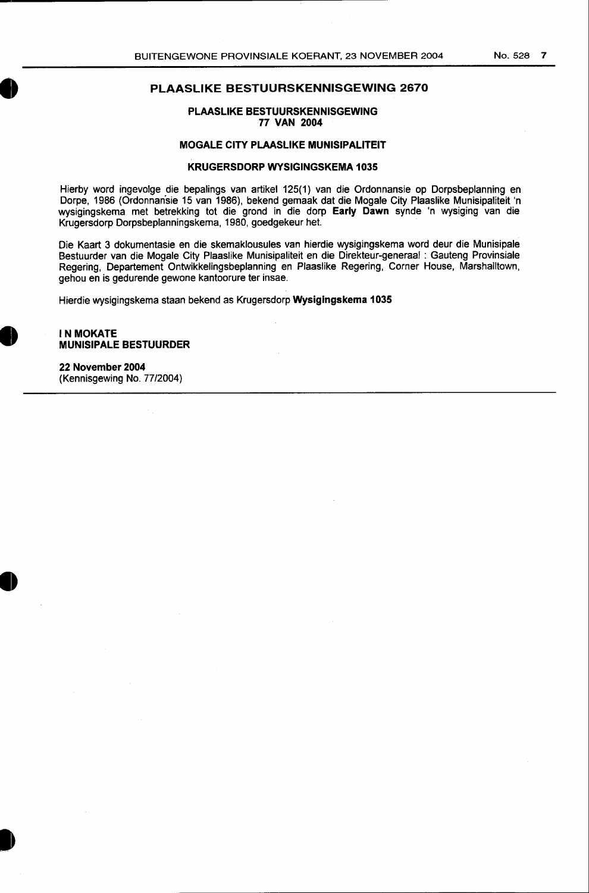## PLAASLIKE BESTUURSKENNISGEWING 2670

### PLAASLIKE BESTUURSKENNISGEWING 77 VAN 2004

### MOGALE CITY PLAASLIKE MUNISIPALITEIT

### KRUGERSDORP WYSIGINGSKEMA 1035

Hierby word ingevolge die bepalings van artikel 125(1) van die Ordonnansie op Dorpsbeplanning en Dorpe, 1986 (Ordonnansie 15 van 1986), bekend gemaak dat die Mogale City Plaaslike Munisipaliteit 'n wysigingskema met betrekking tot die grond in die dorp **Early Dawn** synde 'n wysiging van die Krugersdorp Dorpsbeplanningskema, 1980, goedgekeur het.

Die Kaart 3 dokumentasie en die skemaklousules van hierdie wysigingskema word deur die Munisipale Bestuurder van die Mogale City Plaaslike Munisipaliteit en die Direkteur-generaal : Gauteng Provinsiale Regering, Departement Ontwikkelingsbeplanning en Plaaslike Regering, Corner House, Marshalltown, gehou en is gedurende gewone kantoorure ter insae.

Hierdie wysigingskema staan bekend as Krugersdorp **Wysigingskema 1035**

**I N MOKATE**
**MUNISIPALE BESTUURDER**

**22 November 2004**
(Kennisgewing No. 77/2004)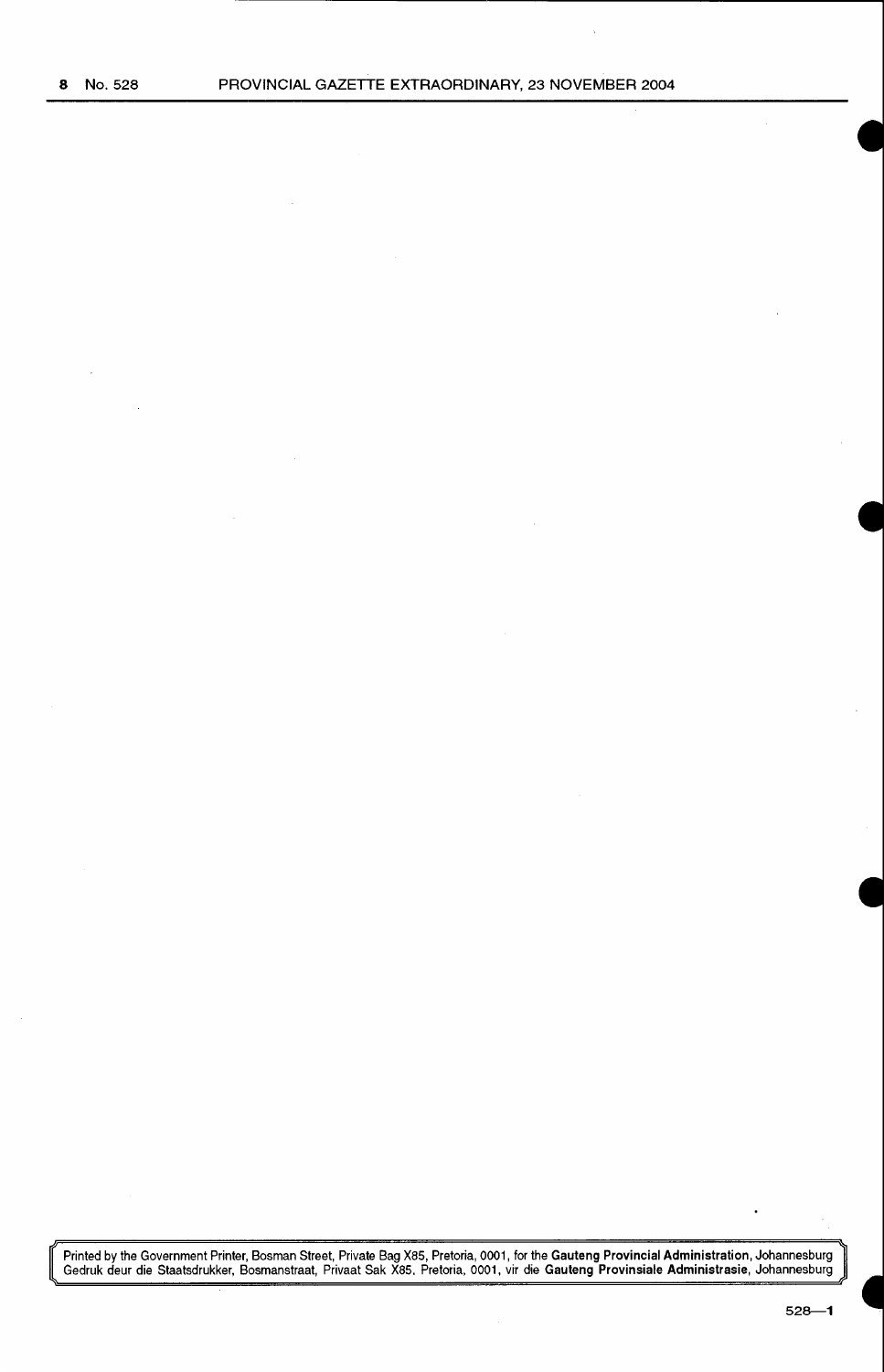Printed by the Government Printer, Bosman Street, Private Bag X85, Pretoria, 0001, for the **Gauteng Provincial Administration**, Johannesburg
Gedruk deur die Staatsdrukker, Bosmanstraat, Privaat Sak X85, Pretoria, 0001, vir die **Gauteng Provinsiale Administrasie**, Johannesburg

528—1